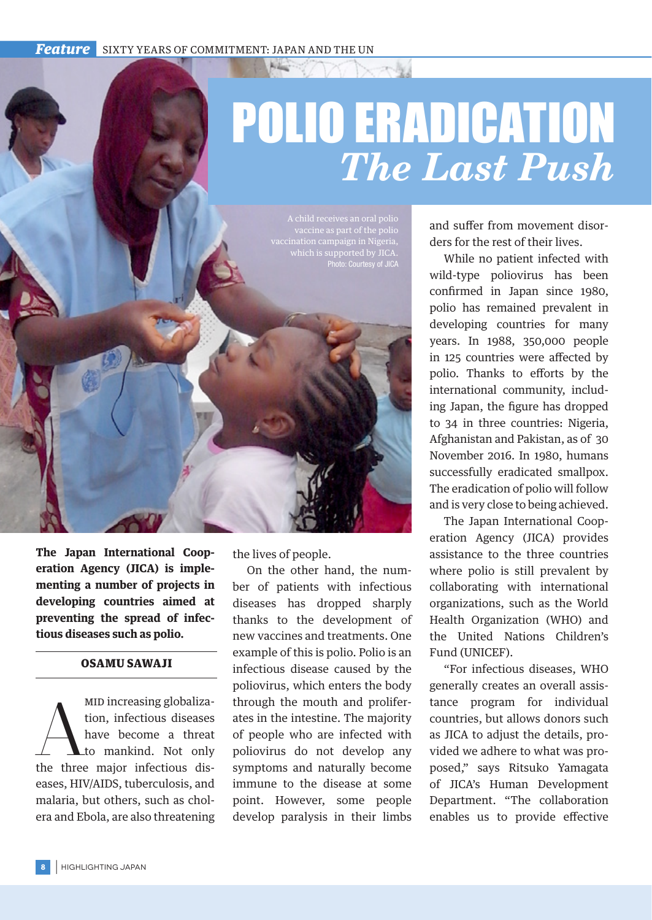# POLIO ERADICATION
## *The Last Push*

A child receives an oral polio vaccine as part of the polio vaccination campaign in Nigeria, which is supported by JICA.
Photo: Courtesy of JICA

**The Japan International Cooperation Agency (JICA) is implementing a number of projects in developing countries aimed at preventing the spread of infectious diseases such as polio.**

**OSAMU SAWAJI**

Amid increasing globalization, infectious diseases have become a threat to mankind. Not only the three major infectious diseases, HIV/AIDS, tuberculosis, and malaria, but others, such as cholera and Ebola, are also threatening the lives of people.

On the other hand, the number of patients with infectious diseases has dropped sharply thanks to the development of new vaccines and treatments. One example of this is polio. Polio is an infectious disease caused by the poliovirus, which enters the body through the mouth and proliferates in the intestine. The majority of people who are infected with poliovirus do not develop any symptoms and naturally become immune to the disease at some point. However, some people develop paralysis in their limbs and suffer from movement disorders for the rest of their lives.

While no patient infected with wild-type poliovirus has been confirmed in Japan since 1980, polio has remained prevalent in developing countries for many years. In 1988, 350,000 people in 125 countries were affected by polio. Thanks to efforts by the international community, including Japan, the figure has dropped to 34 in three countries: Nigeria, Afghanistan and Pakistan, as of 30 November 2016. In 1980, humans successfully eradicated smallpox. The eradication of polio will follow and is very close to being achieved.

The Japan International Cooperation Agency (JICA) provides assistance to the three countries where polio is still prevalent by collaborating with international organizations, such as the World Health Organization (WHO) and the United Nations Children's Fund (UNICEF).

"For infectious diseases, WHO generally creates an overall assistance program for individual countries, but allows donors such as JICA to adjust the details, provided we adhere to what was proposed," says Ritsuko Yamagata of JICA's Human Development Department. "The collaboration enables us to provide effective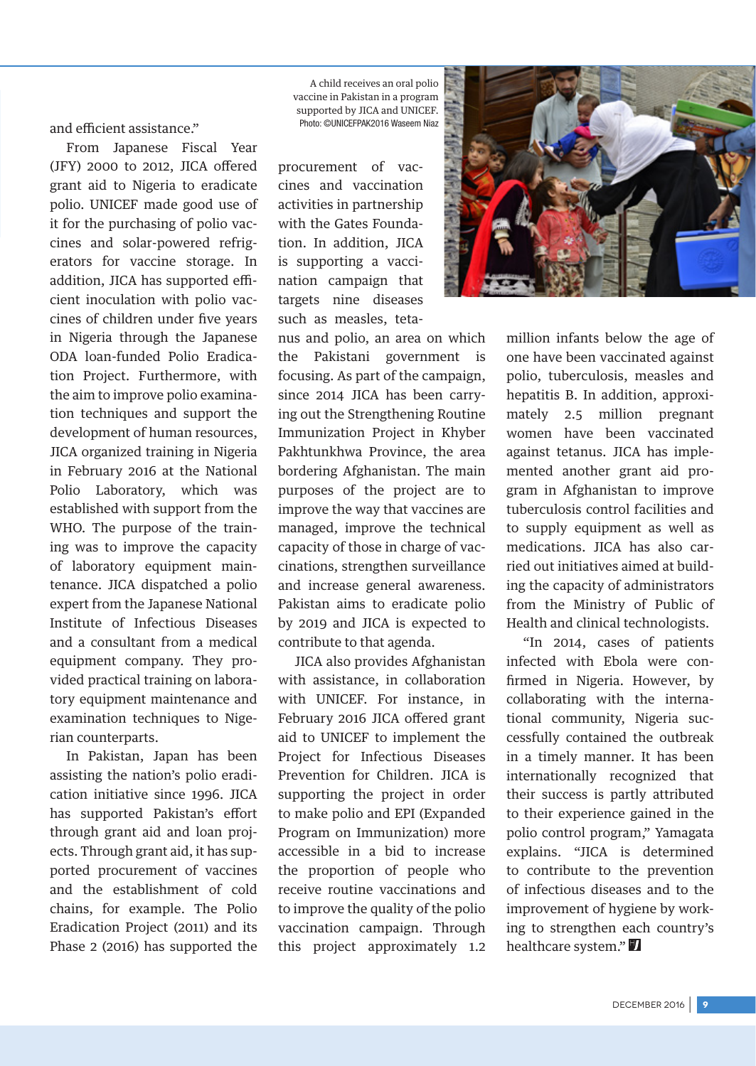and efficient assistance."

From Japanese Fiscal Year (JFY) 2000 to 2012, JICA offered grant aid to Nigeria to eradicate polio. UNICEF made good use of it for the purchasing of polio vaccines and solar-powered refrigerators for vaccine storage. In addition, JICA has supported efficient inoculation with polio vaccines of children under five years in Nigeria through the Japanese ODA loan-funded Polio Eradication Project. Furthermore, with the aim to improve polio examination techniques and support the development of human resources, JICA organized training in Nigeria in February 2016 at the National Polio Laboratory, which was established with support from the WHO. The purpose of the training was to improve the capacity of laboratory equipment maintenance. JICA dispatched a polio expert from the Japanese National Institute of Infectious Diseases and a consultant from a medical equipment company. They provided practical training on laboratory equipment maintenance and examination techniques to Nigerian counterparts.

In Pakistan, Japan has been assisting the nation's polio eradication initiative since 1996. JICA has supported Pakistan's effort through grant aid and loan projects. Through grant aid, it has supported procurement of vaccines and the establishment of cold chains, for example. The Polio Eradication Project (2011) and its Phase 2 (2016) has supported the procurement of vaccines and vaccination activities in partnership with the Gates Foundation. In addition, JICA is supporting a vaccination campaign that targets nine diseases such as measles, tetanus and polio, an area on which the Pakistani government is focusing. As part of the campaign, since 2014 JICA has been carrying out the Strengthening Routine Immunization Project in Khyber Pakhtunkhwa Province, the area bordering Afghanistan. The main purposes of the project are to improve the way that vaccines are managed, improve the technical capacity of those in charge of vaccinations, strengthen surveillance and increase general awareness. Pakistan aims to eradicate polio by 2019 and JICA is expected to contribute to that agenda.

A child receives an oral polio vaccine in Pakistan in a program supported by JICA and UNICEF.
Photo: ©UNICEFPAK2016 Waseem Niaz

JICA also provides Afghanistan with assistance, in collaboration with UNICEF. For instance, in February 2016 JICA offered grant aid to UNICEF to implement the Project for Infectious Diseases Prevention for Children. JICA is supporting the project in order to make polio and EPI (Expanded Program on Immunization) more accessible in a bid to increase the proportion of people who receive routine vaccinations and to improve the quality of the polio vaccination campaign. Through this project approximately 1.2 million infants below the age of one have been vaccinated against polio, tuberculosis, measles and hepatitis B. In addition, approximately 2.5 million pregnant women have been vaccinated against tetanus. JICA has implemented another grant aid program in Afghanistan to improve tuberculosis control facilities and to supply equipment as well as medications. JICA has also carried out initiatives aimed at building the capacity of administrators from the Ministry of Public of Health and clinical technologists.

"In 2014, cases of patients infected with Ebola were confirmed in Nigeria. However, by collaborating with the international community, Nigeria successfully contained the outbreak in a timely manner. It has been internationally recognized that their success is partly attributed to their experience gained in the polio control program," Yamagata explains. "JICA is determined to contribute to the prevention of infectious diseases and to the improvement of hygiene by working to strengthen each country's healthcare system."